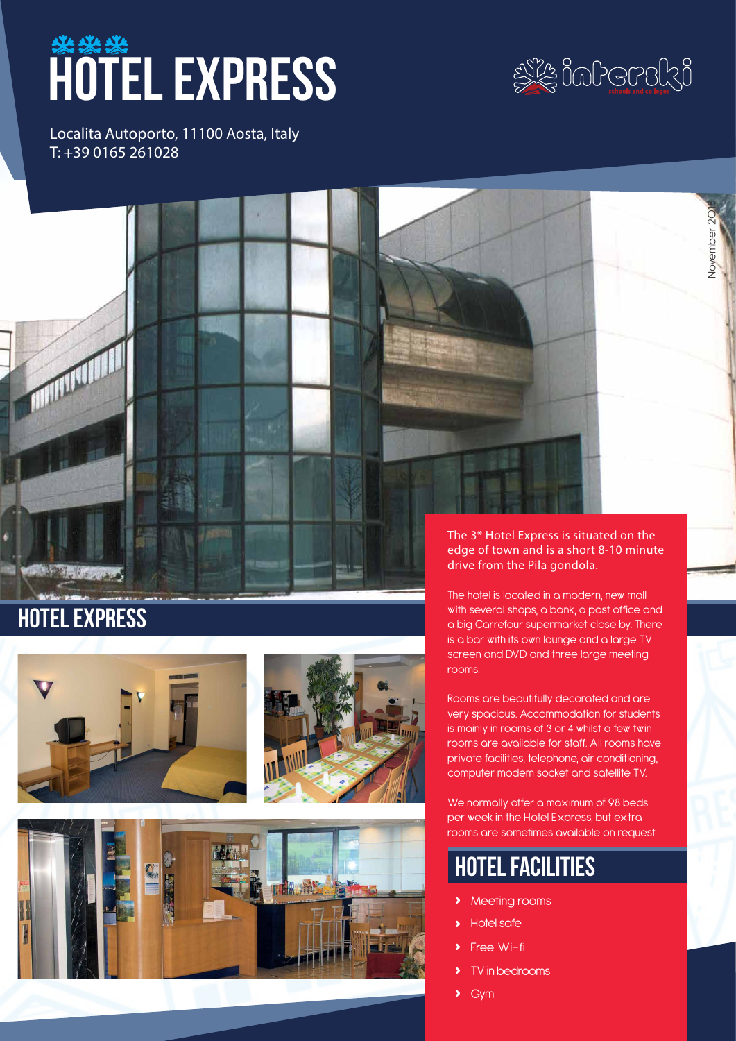# HOTEL EXPRESS

Localita Autoporto, 11100 Aosta, Italy
T: +39 0165 261028

November 2018

## HOTEL EXPRESS

The 3* Hotel Express is situated on the edge of town and is a short 8-10 minute drive from the Pila gondola.

The hotel is located in a modern, new mall with several shops, a bank, a post office and a big Carrefour supermarket close by. There is a bar with its own lounge and a large TV screen and DVD and three large meeting rooms.

Rooms are beautifully decorated and are very spacious. Accommodation for students is mainly in rooms of 3 or 4 whilst a few twin rooms are available for staff. All rooms have private facilities, telephone, air conditioning, computer modem socket and satellite TV.

We normally offer a maximum of 98 beds per week in the Hotel Express, but extra rooms are sometimes available on request.

## HOTEL FACILITIES

- Meeting rooms
- Hotel safe
- Free Wi-fi
- TV in bedrooms
- Gym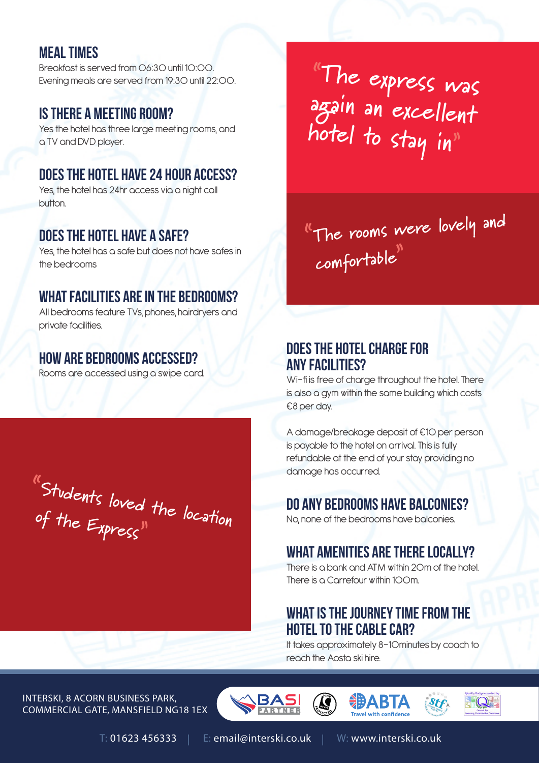## MEAL TIMES

Breakfast is served from 06:30 until 10:00. Evening meals are served from 19:30 until 22:00.

## IS THERE A MEETING ROOM?

Yes the hotel has three large meeting rooms, and a TV and DVD player.

## DOES THE HOTEL HAVE 24 HOUR ACCESS?

Yes, the hotel has 24hr access via a night call button.

## DOES THE HOTEL HAVE A SAFE?

Yes, the hotel has a safe but does not have safes in the bedrooms

## WHAT FACILITIES ARE IN THE BEDROOMS?

All bedrooms feature TVs, phones, hairdryers and private facilities.

## HOW ARE BEDROOMS ACCESSED?

Rooms are accessed using a swipe card.

> "Students loved the location of the Express"

> "The express was again an excellent hotel to stay in"

> "The rooms were lovely and comfortable"

## DOES THE HOTEL CHARGE FOR ANY FACILITIES?

Wi-fi is free of charge throughout the hotel. There is also a gym within the same building which costs €8 per day.

A damage/breakage deposit of €10 per person is payable to the hotel on arrival. This is fully refundable at the end of your stay providing no damage has occurred.

## DO ANY BEDROOMS HAVE BALCONIES?

No, none of the bedrooms have balconies.

## WHAT AMENITIES ARE THERE LOCALLY?

There is a bank and ATM within 20m of the hotel. There is a Carrefour within 100m.

## WHAT IS THE JOURNEY TIME FROM THE HOTEL TO THE CABLE CAR?

It takes approximately 8-10minutes by coach to reach the Aosta ski hire.

INTERSKI, 8 ACORN BUSINESS PARK, COMMERCIAL GATE, MANSFIELD NG18 1EX

T: 01623 456333 | E: email@interski.co.uk | W: www.interski.co.uk